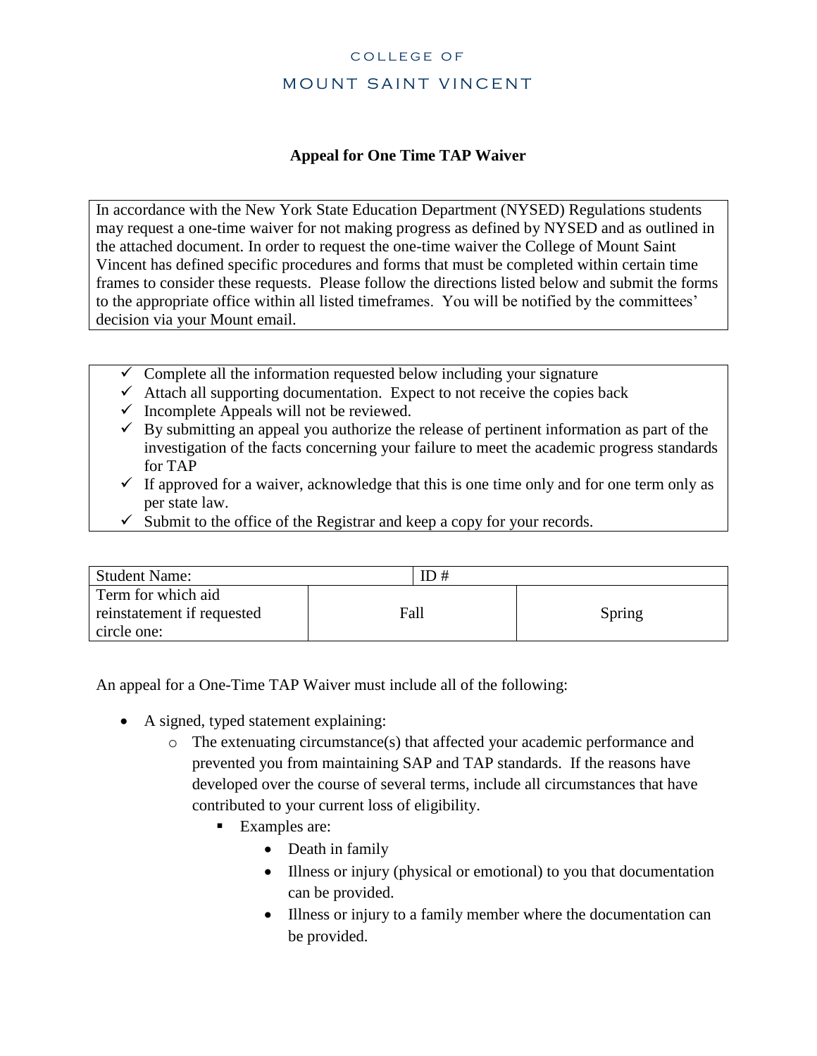COLLEGE OF

MOUNT SAINT VINCENT

## Appeal for One Time TAP Waiver

In accordance with the New York State Education Department (NYSED) Regulations students may request a one-time waiver for not making progress as defined by NYSED and as outlined in the attached document. In order to request the one-time waiver the College of Mount Saint Vincent has defined specific procedures and forms that must be completed within certain time frames to consider these requests. Please follow the directions listed below and submit the forms to the appropriate office within all listed timeframes. You will be notified by the committees' decision via your Mount email.

- ✓ Complete all the information requested below including your signature
- ✓ Attach all supporting documentation. Expect to not receive the copies back
- ✓ Incomplete Appeals will not be reviewed.
- ✓ By submitting an appeal you authorize the release of pertinent information as part of the investigation of the facts concerning your failure to meet the academic progress standards for TAP
- ✓ If approved for a waiver, acknowledge that this is one time only and for one term only as per state law.
- ✓ Submit to the office of the Registrar and keep a copy for your records.

| Student Name: | | ID # |
|---|---|---|
| Term for which aid reinstatement if requested circle one: | Fall | Spring |

An appeal for a One-Time TAP Waiver must include all of the following:

- A signed, typed statement explaining:
  - The extenuating circumstance(s) that affected your academic performance and prevented you from maintaining SAP and TAP standards. If the reasons have developed over the course of several terms, include all circumstances that have contributed to your current loss of eligibility.
    - Examples are:
      - Death in family
      - Illness or injury (physical or emotional) to you that documentation can be provided.
      - Illness or injury to a family member where the documentation can be provided.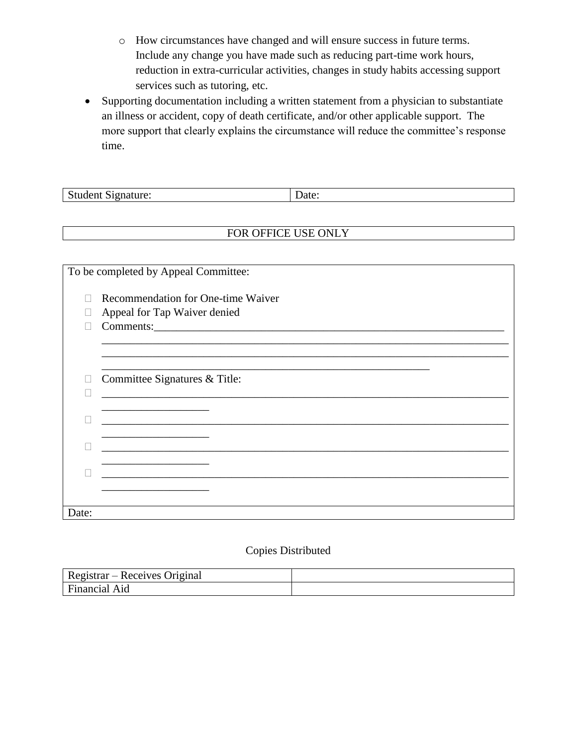- How circumstances have changed and will ensure success in future terms. Include any change you have made such as reducing part-time work hours, reduction in extra-curricular activities, changes in study habits accessing support services such as tutoring, etc.
- Supporting documentation including a written statement from a physician to substantiate an illness or accident, copy of death certificate, and/or other applicable support. The more support that clearly explains the circumstance will reduce the committee's response time.

| | |
|---|---|
| Student Signature: | Date: |

| |
|---|
| FOR OFFICE USE ONLY |

To be completed by Appeal Committee:

- ☐ Recommendation for One-time Waiver
- ☐ Appeal for Tap Waiver denied
- ☐ Comments:___________________________________________________________________
  ___________________________________________________________________________
  ___________________________________________________________________________
  ____________________________________________________________
- ☐ Committee Signatures & Title:
- ☐ ___________________________________________________________________________
  ____________________
- ☐ ___________________________________________________________________________
  ____________________
- ☐ ___________________________________________________________________________
  ____________________
- ☐ ___________________________________________________________________________
  ____________________

Date:

Copies Distributed

| | |
|---|---|
| Registrar – Receives Original | |
| Financial Aid | |